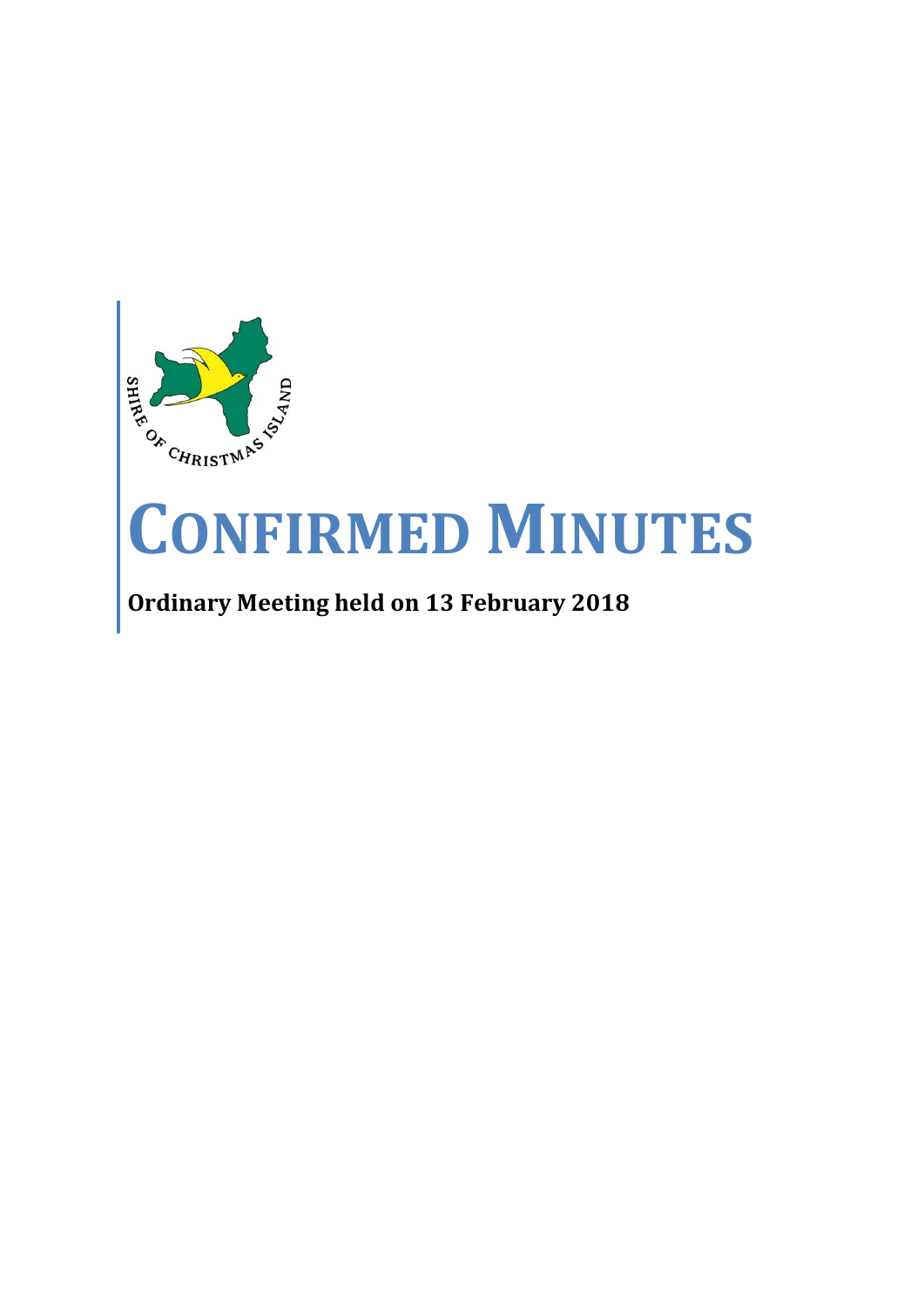SHIRE OF CHRISTMAS ISLAND

# CONFIRMED MINUTES

**Ordinary Meeting held on 13 February 2018**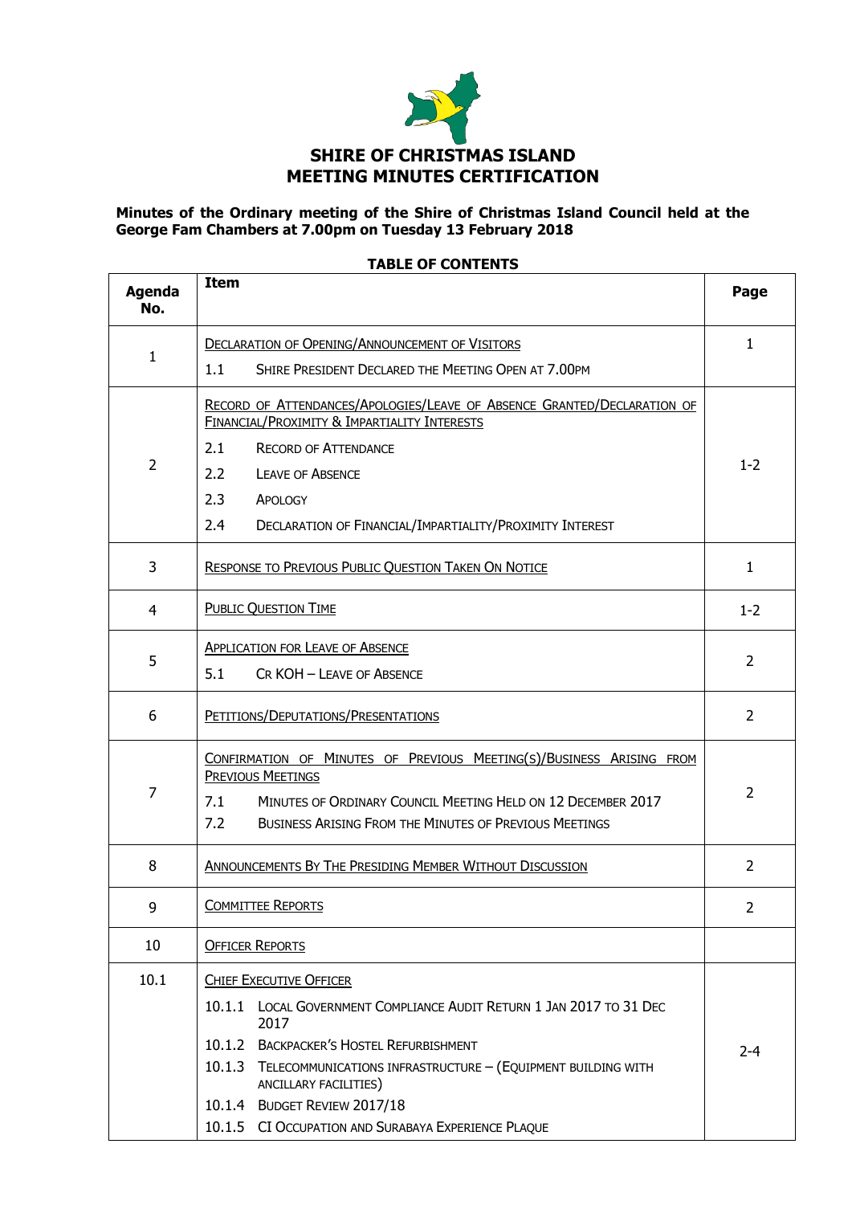# SHIRE OF CHRISTMAS ISLAND
# MEETING MINUTES CERTIFICATION

**Minutes of the Ordinary meeting of the Shire of Christmas Island Council held at the George Fam Chambers at 7.00pm on Tuesday 13 February 2018**

**TABLE OF CONTENTS**

| Agenda No. | Item | Page |
|---|---|---|
| 1 | DECLARATION OF OPENING/ANNOUNCEMENT OF VISITORS<br>1.1 SHIRE PRESIDENT DECLARED THE MEETING OPEN AT 7.00PM | 1 |
| 2 | RECORD OF ATTENDANCES/APOLOGIES/LEAVE OF ABSENCE GRANTED/DECLARATION OF FINANCIAL/PROXIMITY & IMPARTIALITY INTERESTS<br>2.1 RECORD OF ATTENDANCE<br>2.2 LEAVE OF ABSENCE<br>2.3 APOLOGY<br>2.4 DECLARATION OF FINANCIAL/IMPARTIALITY/PROXIMITY INTEREST | 1-2 |
| 3 | RESPONSE TO PREVIOUS PUBLIC QUESTION TAKEN ON NOTICE | 1 |
| 4 | PUBLIC QUESTION TIME | 1-2 |
| 5 | APPLICATION FOR LEAVE OF ABSENCE<br>5.1 CR KOH – LEAVE OF ABSENCE | 2 |
| 6 | PETITIONS/DEPUTATIONS/PRESENTATIONS | 2 |
| 7 | CONFIRMATION OF MINUTES OF PREVIOUS MEETING(S)/BUSINESS ARISING FROM PREVIOUS MEETINGS<br>7.1 MINUTES OF ORDINARY COUNCIL MEETING HELD ON 12 DECEMBER 2017<br>7.2 BUSINESS ARISING FROM THE MINUTES OF PREVIOUS MEETINGS | 2 |
| 8 | ANNOUNCEMENTS BY THE PRESIDING MEMBER WITHOUT DISCUSSION | 2 |
| 9 | COMMITTEE REPORTS | 2 |
| 10 | OFFICER REPORTS | |
| 10.1 | CHIEF EXECUTIVE OFFICER<br>10.1.1 LOCAL GOVERNMENT COMPLIANCE AUDIT RETURN 1 JAN 2017 TO 31 DEC 2017<br>10.1.2 BACKPACKER'S HOSTEL REFURBISHMENT<br>10.1.3 TELECOMMUNICATIONS INFRASTRUCTURE – (EQUIPMENT BUILDING WITH ANCILLARY FACILITIES)<br>10.1.4 BUDGET REVIEW 2017/18<br>10.1.5 CI OCCUPATION AND SURABAYA EXPERIENCE PLAQUE | 2-4 |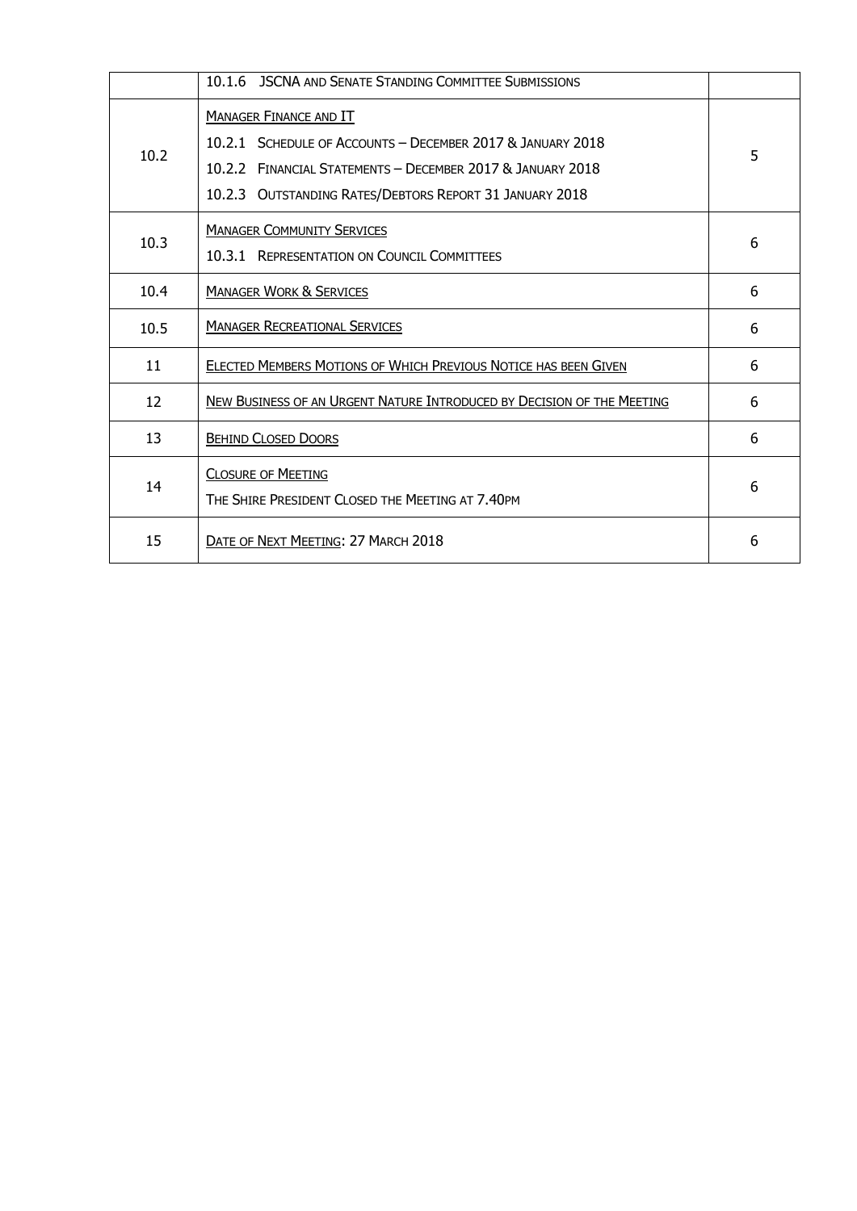|  |  |  |
| --- | --- | --- |
|  | 10.1.6 JSCNA and Senate Standing Committee Submissions |  |
| 10.2 | Manager Finance and IT<br>10.2.1 Schedule of Accounts – December 2017 & January 2018<br>10.2.2 Financial Statements – December 2017 & January 2018<br>10.2.3 Outstanding Rates/Debtors Report 31 January 2018 | 5 |
| 10.3 | Manager Community Services<br>10.3.1 Representation on Council Committees | 6 |
| 10.4 | Manager Work & Services | 6 |
| 10.5 | Manager Recreational Services | 6 |
| 11 | Elected Members Motions of Which Previous Notice has been Given | 6 |
| 12 | New Business of an Urgent Nature Introduced by Decision of the Meeting | 6 |
| 13 | Behind Closed Doors | 6 |
| 14 | Closure of Meeting<br>The Shire President Closed the Meeting at 7.40pm | 6 |
| 15 | Date of Next Meeting: 27 March 2018 | 6 |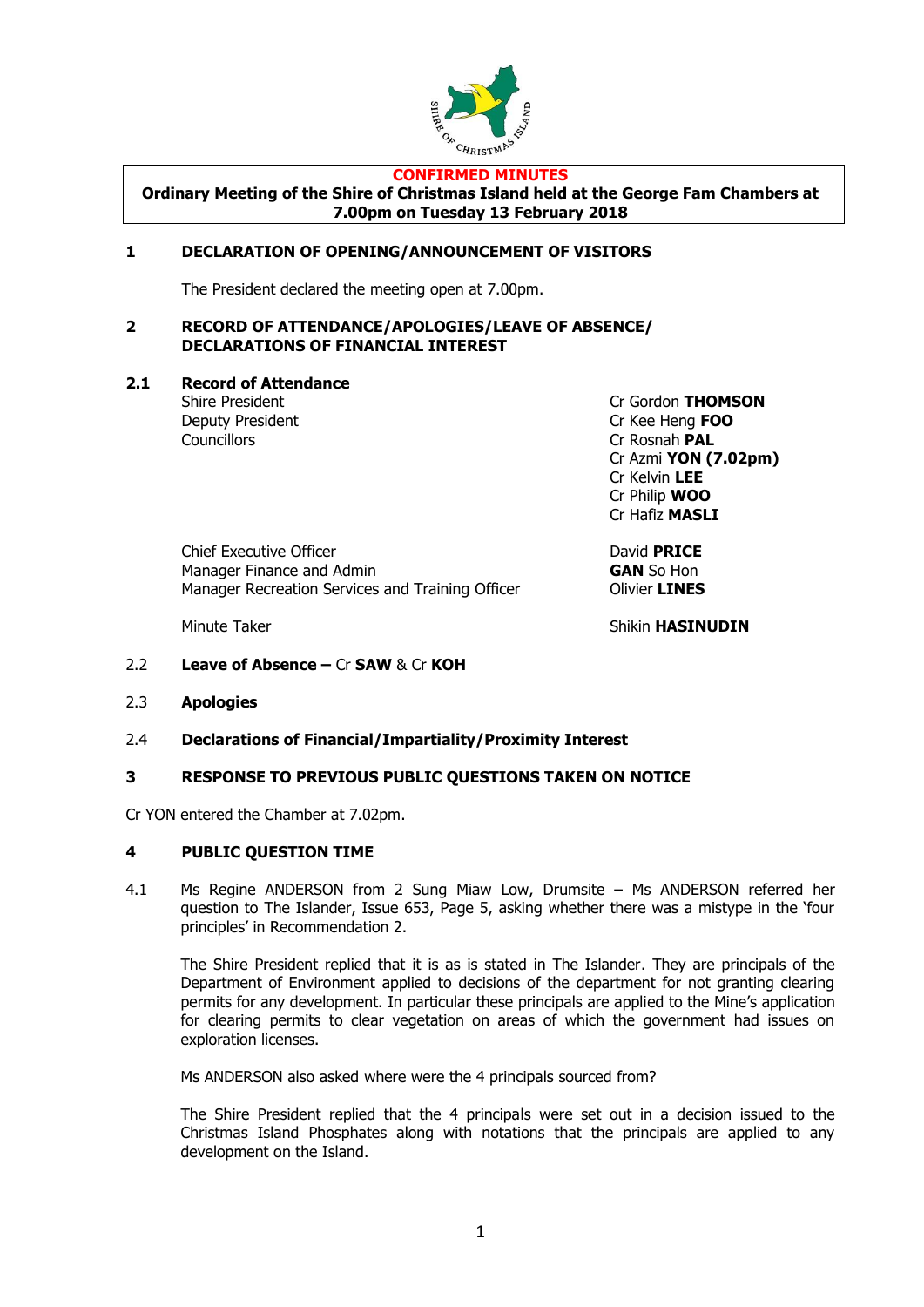**CONFIRMED MINUTES**

**Ordinary Meeting of the Shire of Christmas Island held at the George Fam Chambers at 7.00pm on Tuesday 13 February 2018**

## 1 DECLARATION OF OPENING/ANNOUNCEMENT OF VISITORS

The President declared the meeting open at 7.00pm.

## 2 RECORD OF ATTENDANCE/APOLOGIES/LEAVE OF ABSENCE/ DECLARATIONS OF FINANCIAL INTEREST

### 2.1 Record of Attendance

| | |
|---|---|
| Shire President | Cr Gordon **THOMSON** |
| Deputy President | Cr Kee Heng **FOO** |
| Councillors | Cr Rosnah **PAL** |
| | Cr Azmi **YON (7.02pm)** |
| | Cr Kelvin **LEE** |
| | Cr Philip **WOO** |
| | Cr Hafiz **MASLI** |
| Chief Executive Officer | David **PRICE** |
| Manager Finance and Admin | **GAN** So Hon |
| Manager Recreation Services and Training Officer | Olivier **LINES** |
| Minute Taker | Shikin **HASINUDIN** |

2.2 **Leave of Absence –** Cr **SAW** & Cr **KOH**

2.3 **Apologies**

2.4 **Declarations of Financial/Impartiality/Proximity Interest**

## 3 RESPONSE TO PREVIOUS PUBLIC QUESTIONS TAKEN ON NOTICE

Cr YON entered the Chamber at 7.02pm.

## 4 PUBLIC QUESTION TIME

4.1 Ms Regine ANDERSON from 2 Sung Miaw Low, Drumsite – Ms ANDERSON referred her question to The Islander, Issue 653, Page 5, asking whether there was a mistype in the 'four principles' in Recommendation 2.

The Shire President replied that it is as is stated in The Islander. They are principals of the Department of Environment applied to decisions of the department for not granting clearing permits for any development. In particular these principals are applied to the Mine's application for clearing permits to clear vegetation on areas of which the government had issues on exploration licenses.

Ms ANDERSON also asked where were the 4 principals sourced from?

The Shire President replied that the 4 principals were set out in a decision issued to the Christmas Island Phosphates along with notations that the principals are applied to any development on the Island.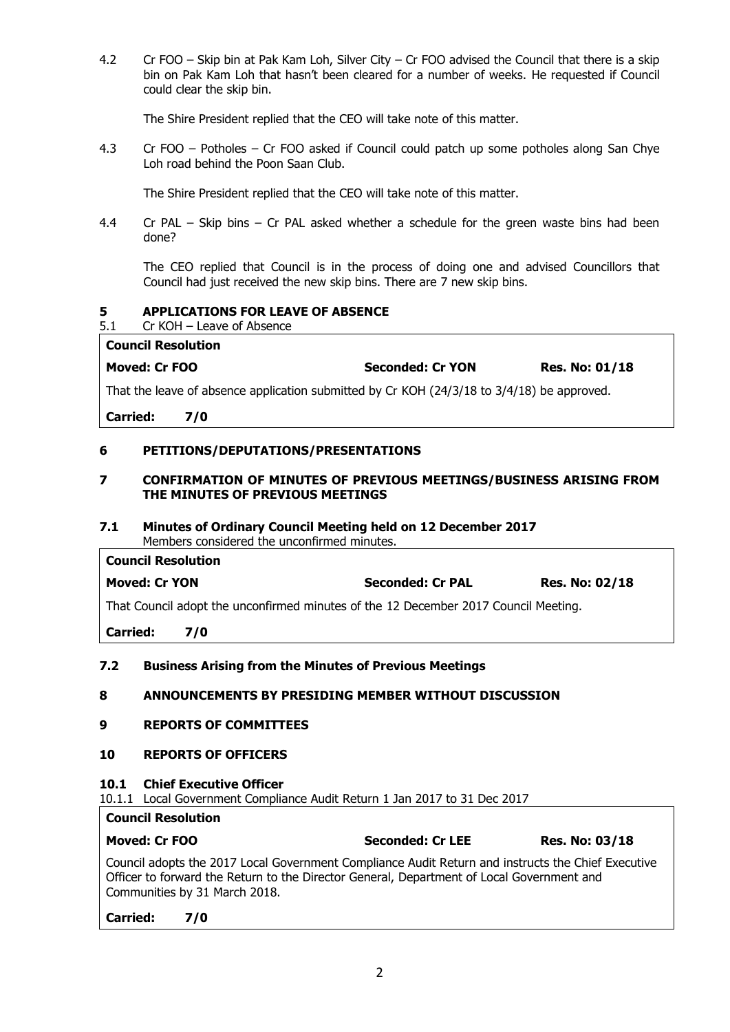4.2 Cr FOO – Skip bin at Pak Kam Loh, Silver City – Cr FOO advised the Council that there is a skip bin on Pak Kam Loh that hasn't been cleared for a number of weeks. He requested if Council could clear the skip bin.

The Shire President replied that the CEO will take note of this matter.

4.3 Cr FOO – Potholes – Cr FOO asked if Council could patch up some potholes along San Chye Loh road behind the Poon Saan Club.

The Shire President replied that the CEO will take note of this matter.

4.4 Cr PAL – Skip bins – Cr PAL asked whether a schedule for the green waste bins had been done?

The CEO replied that Council is in the process of doing one and advised Councillors that Council had just received the new skip bins. There are 7 new skip bins.

## 5 APPLICATIONS FOR LEAVE OF ABSENCE

5.1 Cr KOH – Leave of Absence

| **Council Resolution** | | |
|---|---|---|
| **Moved: Cr FOO** | **Seconded: Cr YON** | **Res. No: 01/18** |
| That the leave of absence application submitted by Cr KOH (24/3/18 to 3/4/18) be approved. | | |
| **Carried: 7/0** | | |

## 6 PETITIONS/DEPUTATIONS/PRESENTATIONS

## 7 CONFIRMATION OF MINUTES OF PREVIOUS MEETINGS/BUSINESS ARISING FROM THE MINUTES OF PREVIOUS MEETINGS

### 7.1 Minutes of Ordinary Council Meeting held on 12 December 2017

Members considered the unconfirmed minutes.

| **Council Resolution** | | |
|---|---|---|
| **Moved: Cr YON** | **Seconded: Cr PAL** | **Res. No: 02/18** |
| That Council adopt the unconfirmed minutes of the 12 December 2017 Council Meeting. | | |
| **Carried: 7/0** | | |

### 7.2 Business Arising from the Minutes of Previous Meetings

## 8 ANNOUNCEMENTS BY PRESIDING MEMBER WITHOUT DISCUSSION

## 9 REPORTS OF COMMITTEES

## 10 REPORTS OF OFFICERS

### 10.1 Chief Executive Officer

10.1.1 Local Government Compliance Audit Return 1 Jan 2017 to 31 Dec 2017

| **Council Resolution** | | |
|---|---|---|
| **Moved: Cr FOO** | **Seconded: Cr LEE** | **Res. No: 03/18** |
| Council adopts the 2017 Local Government Compliance Audit Return and instructs the Chief Executive Officer to forward the Return to the Director General, Department of Local Government and Communities by 31 March 2018. | | |
| **Carried: 7/0** | | |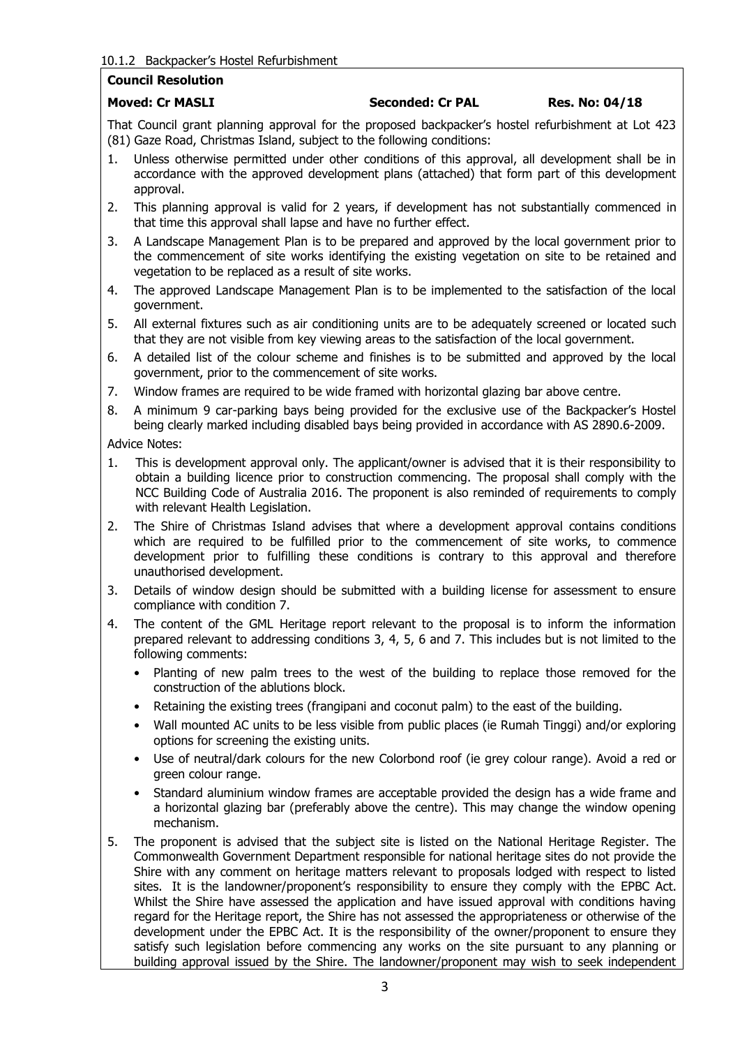10.1.2 Backpacker's Hostel Refurbishment

**Council Resolution**

**Moved: Cr MASLI** **Seconded: Cr PAL** **Res. No: 04/18**

That Council grant planning approval for the proposed backpacker's hostel refurbishment at Lot 423 (81) Gaze Road, Christmas Island, subject to the following conditions:

1. Unless otherwise permitted under other conditions of this approval, all development shall be in accordance with the approved development plans (attached) that form part of this development approval.
2. This planning approval is valid for 2 years, if development has not substantially commenced in that time this approval shall lapse and have no further effect.
3. A Landscape Management Plan is to be prepared and approved by the local government prior to the commencement of site works identifying the existing vegetation on site to be retained and vegetation to be replaced as a result of site works.
4. The approved Landscape Management Plan is to be implemented to the satisfaction of the local government.
5. All external fixtures such as air conditioning units are to be adequately screened or located such that they are not visible from key viewing areas to the satisfaction of the local government.
6. A detailed list of the colour scheme and finishes is to be submitted and approved by the local government, prior to the commencement of site works.
7. Window frames are required to be wide framed with horizontal glazing bar above centre.
8. A minimum 9 car-parking bays being provided for the exclusive use of the Backpacker's Hostel being clearly marked including disabled bays being provided in accordance with AS 2890.6-2009.

Advice Notes:

1. This is development approval only. The applicant/owner is advised that it is their responsibility to obtain a building licence prior to construction commencing. The proposal shall comply with the NCC Building Code of Australia 2016. The proponent is also reminded of requirements to comply with relevant Health Legislation.
2. The Shire of Christmas Island advises that where a development approval contains conditions which are required to be fulfilled prior to the commencement of site works, to commence development prior to fulfilling these conditions is contrary to this approval and therefore unauthorised development.
3. Details of window design should be submitted with a building license for assessment to ensure compliance with condition 7.
4. The content of the GML Heritage report relevant to the proposal is to inform the information prepared relevant to addressing conditions 3, 4, 5, 6 and 7. This includes but is not limited to the following comments:
   - Planting of new palm trees to the west of the building to replace those removed for the construction of the ablutions block.
   - Retaining the existing trees (frangipani and coconut palm) to the east of the building.
   - Wall mounted AC units to be less visible from public places (ie Rumah Tinggi) and/or exploring options for screening the existing units.
   - Use of neutral/dark colours for the new Colorbond roof (ie grey colour range). Avoid a red or green colour range.
   - Standard aluminium window frames are acceptable provided the design has a wide frame and a horizontal glazing bar (preferably above the centre). This may change the window opening mechanism.
5. The proponent is advised that the subject site is listed on the National Heritage Register. The Commonwealth Government Department responsible for national heritage sites do not provide the Shire with any comment on heritage matters relevant to proposals lodged with respect to listed sites. It is the landowner/proponent's responsibility to ensure they comply with the EPBC Act. Whilst the Shire have assessed the application and have issued approval with conditions having regard for the Heritage report, the Shire has not assessed the appropriateness or otherwise of the development under the EPBC Act. It is the responsibility of the owner/proponent to ensure they satisfy such legislation before commencing any works on the site pursuant to any planning or building approval issued by the Shire. The landowner/proponent may wish to seek independent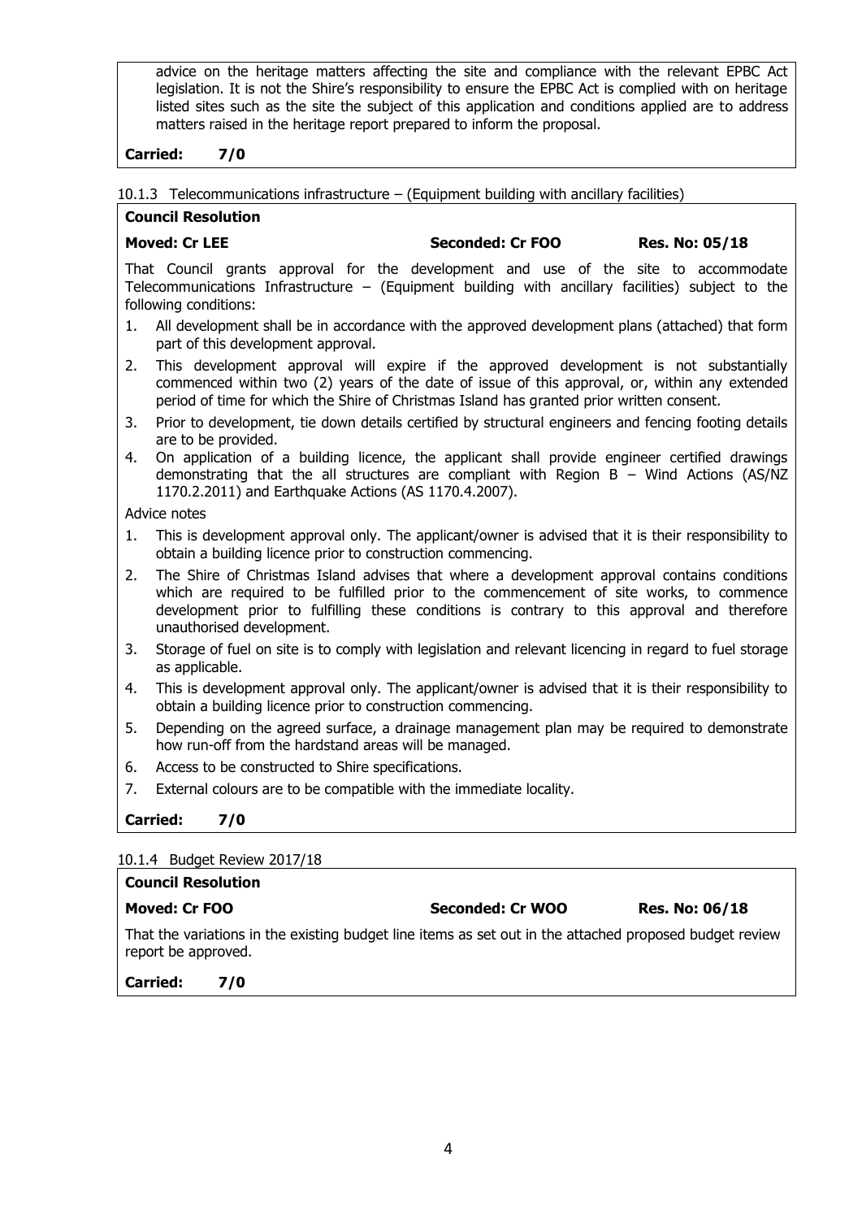advice on the heritage matters affecting the site and compliance with the relevant EPBC Act legislation. It is not the Shire's responsibility to ensure the EPBC Act is complied with on heritage listed sites such as the site the subject of this application and conditions applied are to address matters raised in the heritage report prepared to inform the proposal.

**Carried: 7/0**

10.1.3 Telecommunications infrastructure – (Equipment building with ancillary facilities)

**Council Resolution**

**Moved: Cr LEE** | **Seconded: Cr FOO** | **Res. No: 05/18**

That Council grants approval for the development and use of the site to accommodate Telecommunications Infrastructure – (Equipment building with ancillary facilities) subject to the following conditions:

1. All development shall be in accordance with the approved development plans (attached) that form part of this development approval.
2. This development approval will expire if the approved development is not substantially commenced within two (2) years of the date of issue of this approval, or, within any extended period of time for which the Shire of Christmas Island has granted prior written consent.
3. Prior to development, tie down details certified by structural engineers and fencing footing details are to be provided.
4. On application of a building licence, the applicant shall provide engineer certified drawings demonstrating that the all structures are compliant with Region B – Wind Actions (AS/NZ 1170.2.2011) and Earthquake Actions (AS 1170.4.2007).

Advice notes

1. This is development approval only. The applicant/owner is advised that it is their responsibility to obtain a building licence prior to construction commencing.
2. The Shire of Christmas Island advises that where a development approval contains conditions which are required to be fulfilled prior to the commencement of site works, to commence development prior to fulfilling these conditions is contrary to this approval and therefore unauthorised development.
3. Storage of fuel on site is to comply with legislation and relevant licencing in regard to fuel storage as applicable.
4. This is development approval only. The applicant/owner is advised that it is their responsibility to obtain a building licence prior to construction commencing.
5. Depending on the agreed surface, a drainage management plan may be required to demonstrate how run-off from the hardstand areas will be managed.
6. Access to be constructed to Shire specifications.
7. External colours are to be compatible with the immediate locality.

**Carried: 7/0**

10.1.4 Budget Review 2017/18

**Council Resolution**

**Moved: Cr FOO** | **Seconded: Cr WOO** | **Res. No: 06/18**

That the variations in the existing budget line items as set out in the attached proposed budget review report be approved.

**Carried: 7/0**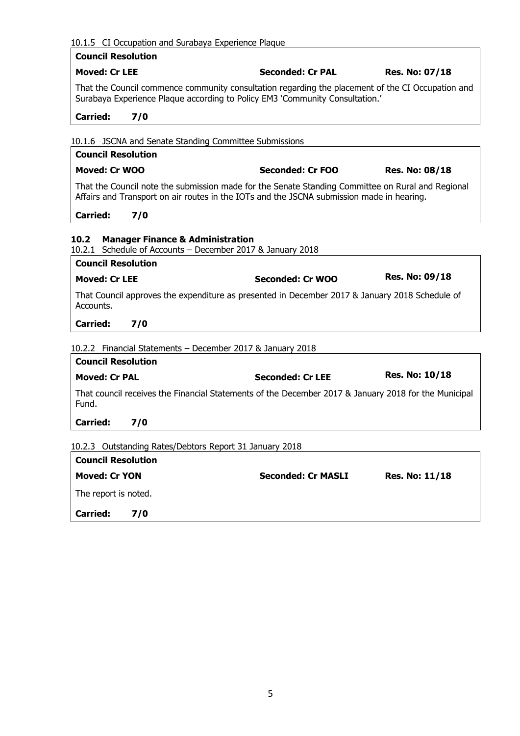10.1.5 CI Occupation and Surabaya Experience Plaque

**Council Resolution**

**Moved: Cr LEE** **Seconded: Cr PAL** **Res. No: 07/18**

That the Council commence community consultation regarding the placement of the CI Occupation and Surabaya Experience Plaque according to Policy EM3 'Community Consultation.'

**Carried: 7/0**

10.1.6 JSCNA and Senate Standing Committee Submissions

**Council Resolution**

**Moved: Cr WOO** **Seconded: Cr FOO** **Res. No: 08/18**

That the Council note the submission made for the Senate Standing Committee on Rural and Regional Affairs and Transport on air routes in the IOTs and the JSCNA submission made in hearing.

**Carried: 7/0**

### 10.2 Manager Finance & Administration

10.2.1 Schedule of Accounts – December 2017 & January 2018

**Council Resolution**

**Moved: Cr LEE** **Seconded: Cr WOO** **Res. No: 09/18**

That Council approves the expenditure as presented in December 2017 & January 2018 Schedule of Accounts.

**Carried: 7/0**

10.2.2 Financial Statements – December 2017 & January 2018

**Council Resolution**

**Moved: Cr PAL** **Seconded: Cr LEE** **Res. No: 10/18**

That council receives the Financial Statements of the December 2017 & January 2018 for the Municipal Fund.

**Carried: 7/0**

10.2.3 Outstanding Rates/Debtors Report 31 January 2018

**Council Resolution**

**Moved: Cr YON** **Seconded: Cr MASLI** **Res. No: 11/18**

The report is noted.

**Carried: 7/0**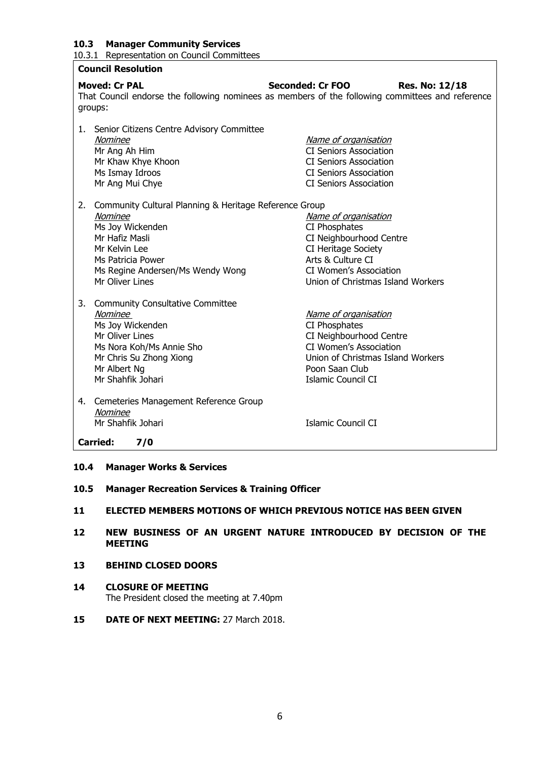### 10.3 Manager Community Services

10.3.1 Representation on Council Committees

**Council Resolution**

**Moved: Cr PAL** **Seconded: Cr FOO** **Res. No: 12/18**

That Council endorse the following nominees as members of the following committees and reference groups:

1. Senior Citizens Centre Advisory Committee

| *Nominee* | *Name of organisation* |
|---|---|
| Mr Ang Ah Him | CI Seniors Association |
| Mr Khaw Khye Khoon | CI Seniors Association |
| Ms Ismay Idroos | CI Seniors Association |
| Mr Ang Mui Chye | CI Seniors Association |

2. Community Cultural Planning & Heritage Reference Group

| *Nominee* | *Name of organisation* |
|---|---|
| Ms Joy Wickenden | CI Phosphates |
| Mr Hafiz Masli | CI Neighbourhood Centre |
| Mr Kelvin Lee | CI Heritage Society |
| Ms Patricia Power | Arts & Culture CI |
| Ms Regine Andersen/Ms Wendy Wong | CI Women's Association |
| Mr Oliver Lines | Union of Christmas Island Workers |

3. Community Consultative Committee

| *Nominee* | *Name of organisation* |
|---|---|
| Ms Joy Wickenden | CI Phosphates |
| Mr Oliver Lines | CI Neighbourhood Centre |
| Ms Nora Koh/Ms Annie Sho | CI Women's Association |
| Mr Chris Su Zhong Xiong | Union of Christmas Island Workers |
| Mr Albert Ng | Poon Saan Club |
| Mr Shahfik Johari | Islamic Council CI |

4. Cemeteries Management Reference Group

| *Nominee* | |
|---|---|
| Mr Shahfik Johari | Islamic Council CI |

**Carried: 7/0**

### 10.4 Manager Works & Services

### 10.5 Manager Recreation Services & Training Officer

## 11 ELECTED MEMBERS MOTIONS OF WHICH PREVIOUS NOTICE HAS BEEN GIVEN

## 12 NEW BUSINESS OF AN URGENT NATURE INTRODUCED BY DECISION OF THE MEETING

## 13 BEHIND CLOSED DOORS

## 14 CLOSURE OF MEETING

The President closed the meeting at 7.40pm

## 15 DATE OF NEXT MEETING: 27 March 2018.